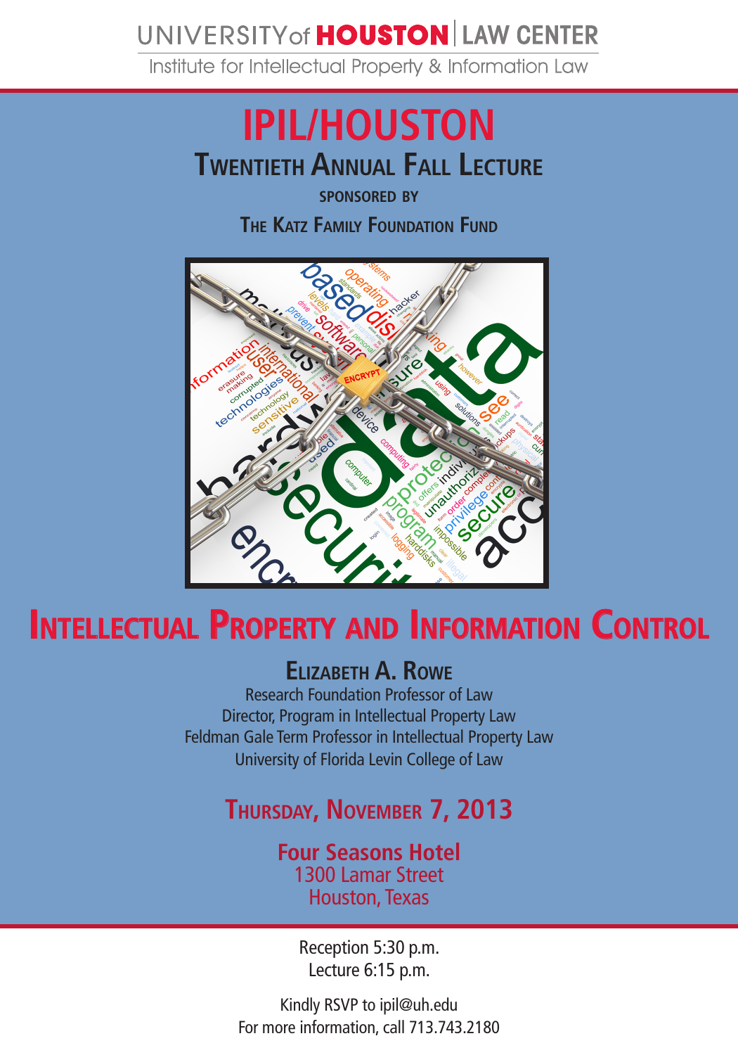UNIVERSITY of HOUSTON | LAW CENTER

Institute for Intellectual Property & Information Law

# IPIL/HOUSTON

## Twentieth Annual Fall Lecture

SPONSORED BY

The Katz Family Foundation Fund

# Intellectual Property and Information Control

## Elizabeth A. Rowe

Research Foundation Professor of Law
Director, Program in Intellectual Property Law
Feldman Gale Term Professor in Intellectual Property Law
University of Florida Levin College of Law

## Thursday, November 7, 2013

**Four Seasons Hotel**
1300 Lamar Street
Houston, Texas

Reception 5:30 p.m.
Lecture 6:15 p.m.

Kindly RSVP to ipil@uh.edu
For more information, call 713.743.2180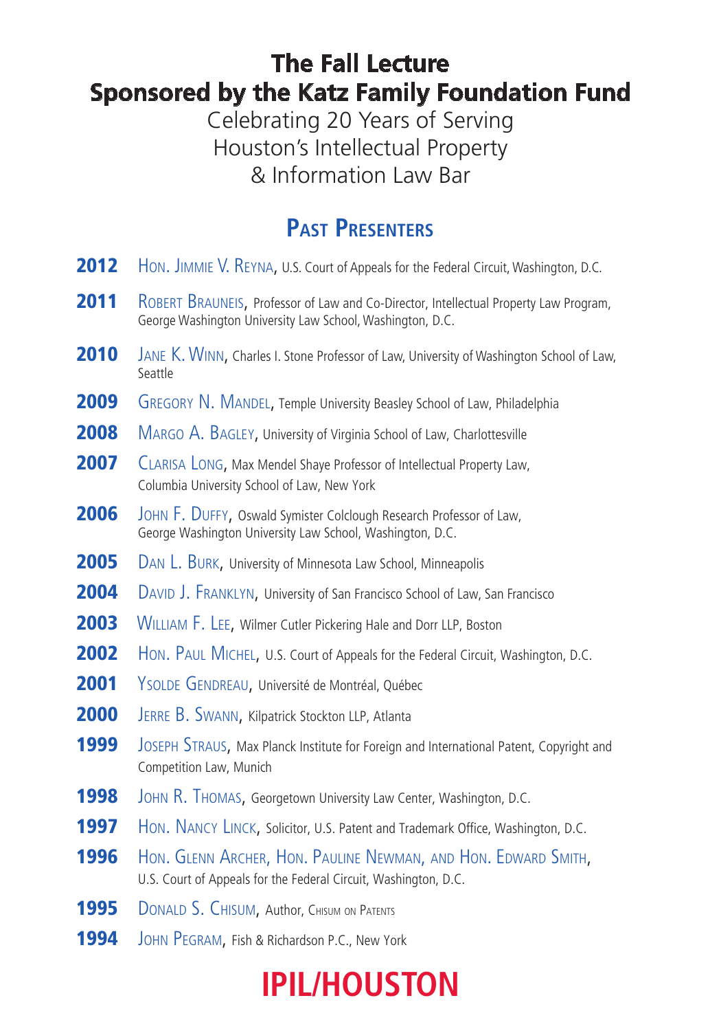# The Fall Lecture
# Sponsored by the Katz Family Foundation Fund

Celebrating 20 Years of Serving
Houston's Intellectual Property
& Information Law Bar

## Past Presenters

**2012** Hon. Jimmie V. Reyna, U.S. Court of Appeals for the Federal Circuit, Washington, D.C.

**2011** Robert Brauneis, Professor of Law and Co-Director, Intellectual Property Law Program, George Washington University Law School, Washington, D.C.

**2010** Jane K. Winn, Charles I. Stone Professor of Law, University of Washington School of Law, Seattle

**2009** Gregory N. Mandel, Temple University Beasley School of Law, Philadelphia

**2008** Margo A. Bagley, University of Virginia School of Law, Charlottesville

**2007** Clarisa Long, Max Mendel Shaye Professor of Intellectual Property Law, Columbia University School of Law, New York

**2006** John F. Duffy, Oswald Symister Colclough Research Professor of Law, George Washington University Law School, Washington, D.C.

**2005** Dan L. Burk, University of Minnesota Law School, Minneapolis

**2004** David J. Franklyn, University of San Francisco School of Law, San Francisco

**2003** William F. Lee, Wilmer Cutler Pickering Hale and Dorr LLP, Boston

**2002** Hon. Paul Michel, U.S. Court of Appeals for the Federal Circuit, Washington, D.C.

**2001** Ysolde Gendreau, Université de Montréal, Québec

**2000** Jerre B. Swann, Kilpatrick Stockton LLP, Atlanta

**1999** Joseph Straus, Max Planck Institute for Foreign and International Patent, Copyright and Competition Law, Munich

**1998** John R. Thomas, Georgetown University Law Center, Washington, D.C.

**1997** Hon. Nancy Linck, Solicitor, U.S. Patent and Trademark Office, Washington, D.C.

**1996** Hon. Glenn Archer, Hon. Pauline Newman, and Hon. Edward Smith, U.S. Court of Appeals for the Federal Circuit, Washington, D.C.

**1995** Donald S. Chisum, Author, Chisum on Patents

**1994** John Pegram, Fish & Richardson P.C., New York

**IPIL/HOUSTON**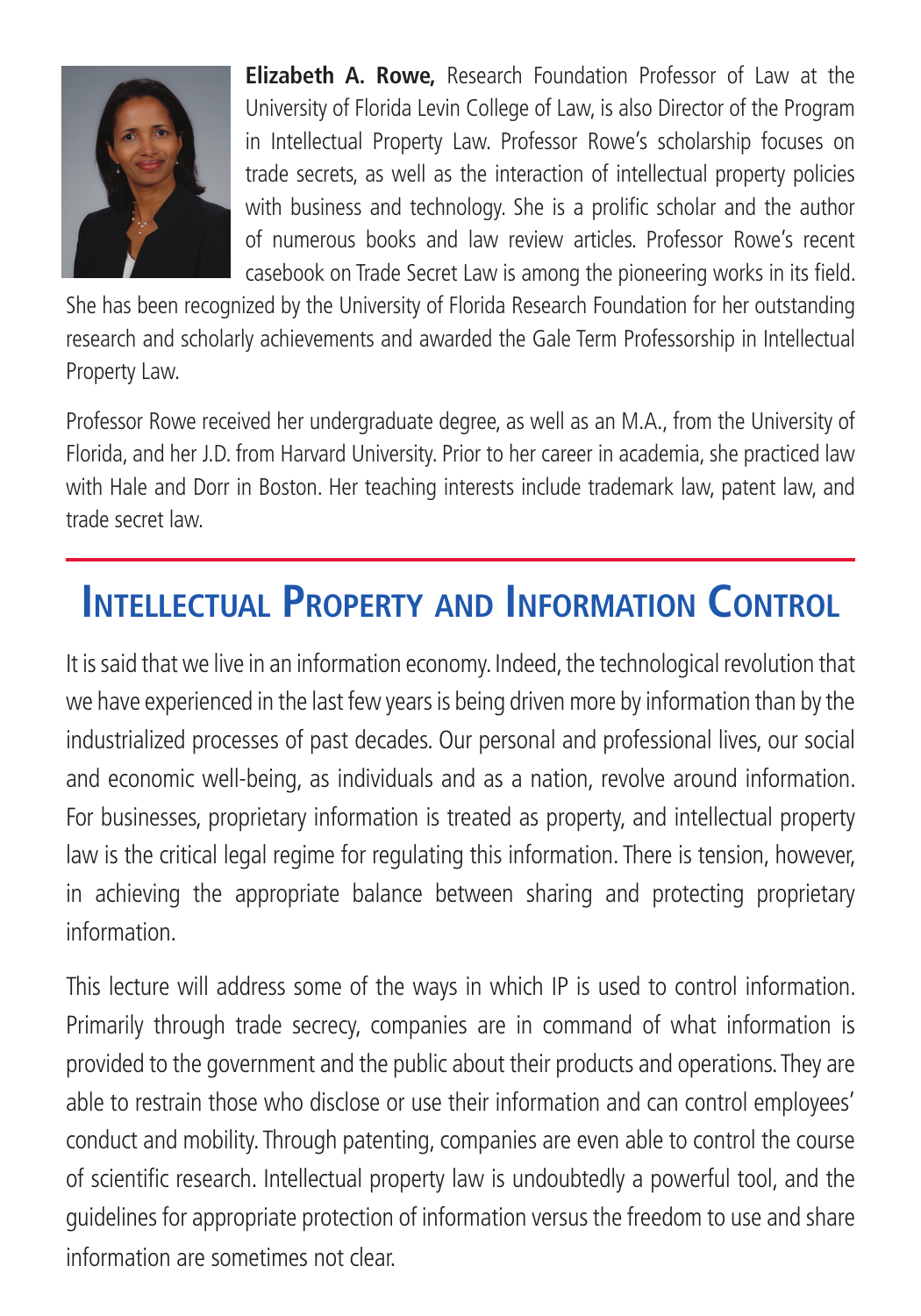**Elizabeth A. Rowe,** Research Foundation Professor of Law at the University of Florida Levin College of Law, is also Director of the Program in Intellectual Property Law. Professor Rowe's scholarship focuses on trade secrets, as well as the interaction of intellectual property policies with business and technology. She is a prolific scholar and the author of numerous books and law review articles. Professor Rowe's recent casebook on Trade Secret Law is among the pioneering works in its field. She has been recognized by the University of Florida Research Foundation for her outstanding research and scholarly achievements and awarded the Gale Term Professorship in Intellectual Property Law.

Professor Rowe received her undergraduate degree, as well as an M.A., from the University of Florida, and her J.D. from Harvard University. Prior to her career in academia, she practiced law with Hale and Dorr in Boston. Her teaching interests include trademark law, patent law, and trade secret law.

## Intellectual Property and Information Control

It is said that we live in an information economy. Indeed, the technological revolution that we have experienced in the last few years is being driven more by information than by the industrialized processes of past decades. Our personal and professional lives, our social and economic well-being, as individuals and as a nation, revolve around information. For businesses, proprietary information is treated as property, and intellectual property law is the critical legal regime for regulating this information. There is tension, however, in achieving the appropriate balance between sharing and protecting proprietary information.

This lecture will address some of the ways in which IP is used to control information. Primarily through trade secrecy, companies are in command of what information is provided to the government and the public about their products and operations. They are able to restrain those who disclose or use their information and can control employees' conduct and mobility. Through patenting, companies are even able to control the course of scientific research. Intellectual property law is undoubtedly a powerful tool, and the guidelines for appropriate protection of information versus the freedom to use and share information are sometimes not clear.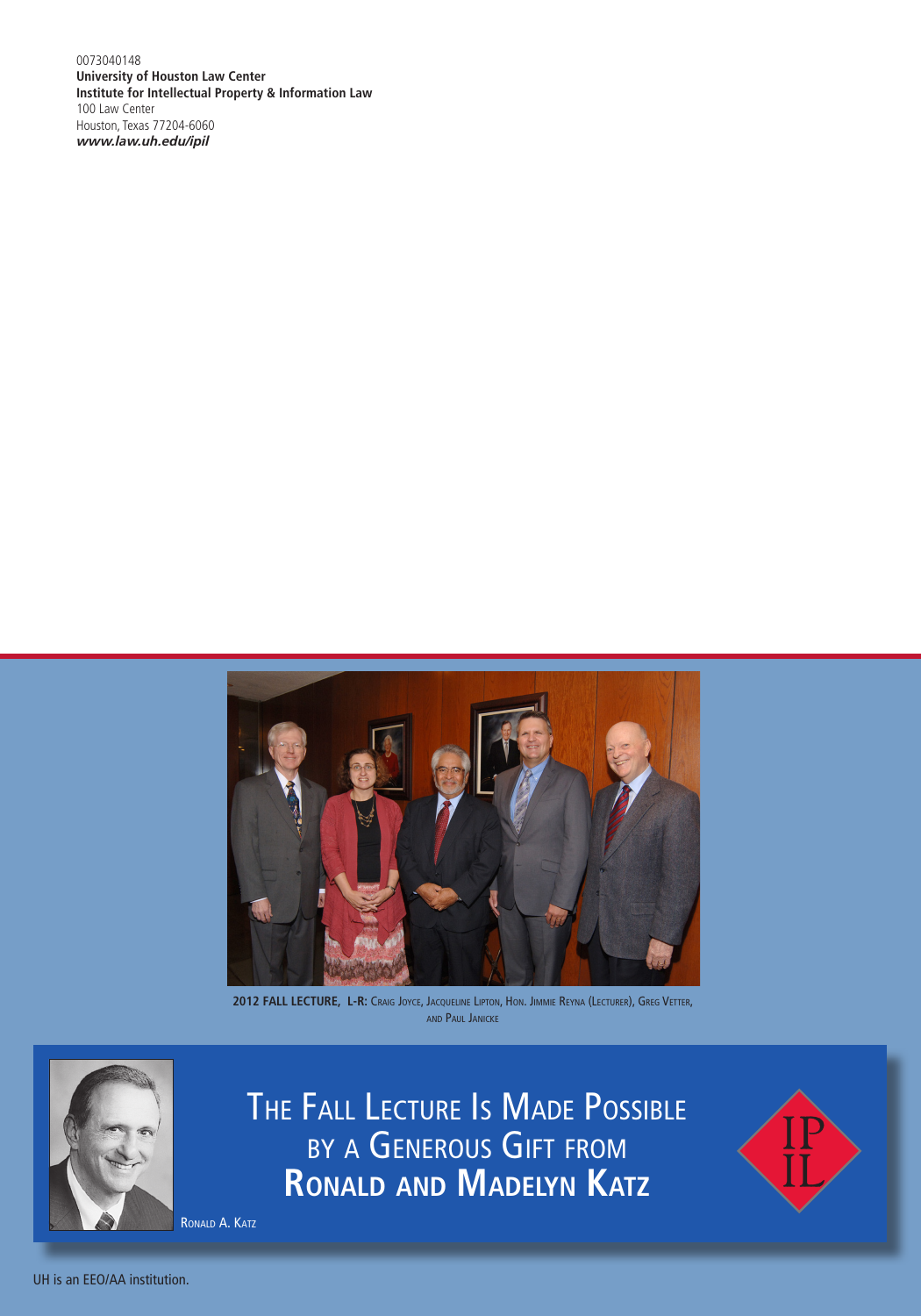0073040148
**University of Houston Law Center**
**Institute for Intellectual Property & Information Law**
100 Law Center
Houston, Texas 77204-6060
***www.law.uh.edu/ipil***

**2012 FALL LECTURE, L-R:** Craig Joyce, Jacqueline Lipton, Hon. Jimmie Reyna (Lecturer), Greg Vetter, and Paul Janicke

Ronald A. Katz

# The Fall Lecture Is Made Possible by a Generous Gift from **Ronald and Madelyn Katz**

IP
IL

UH is an EEO/AA institution.